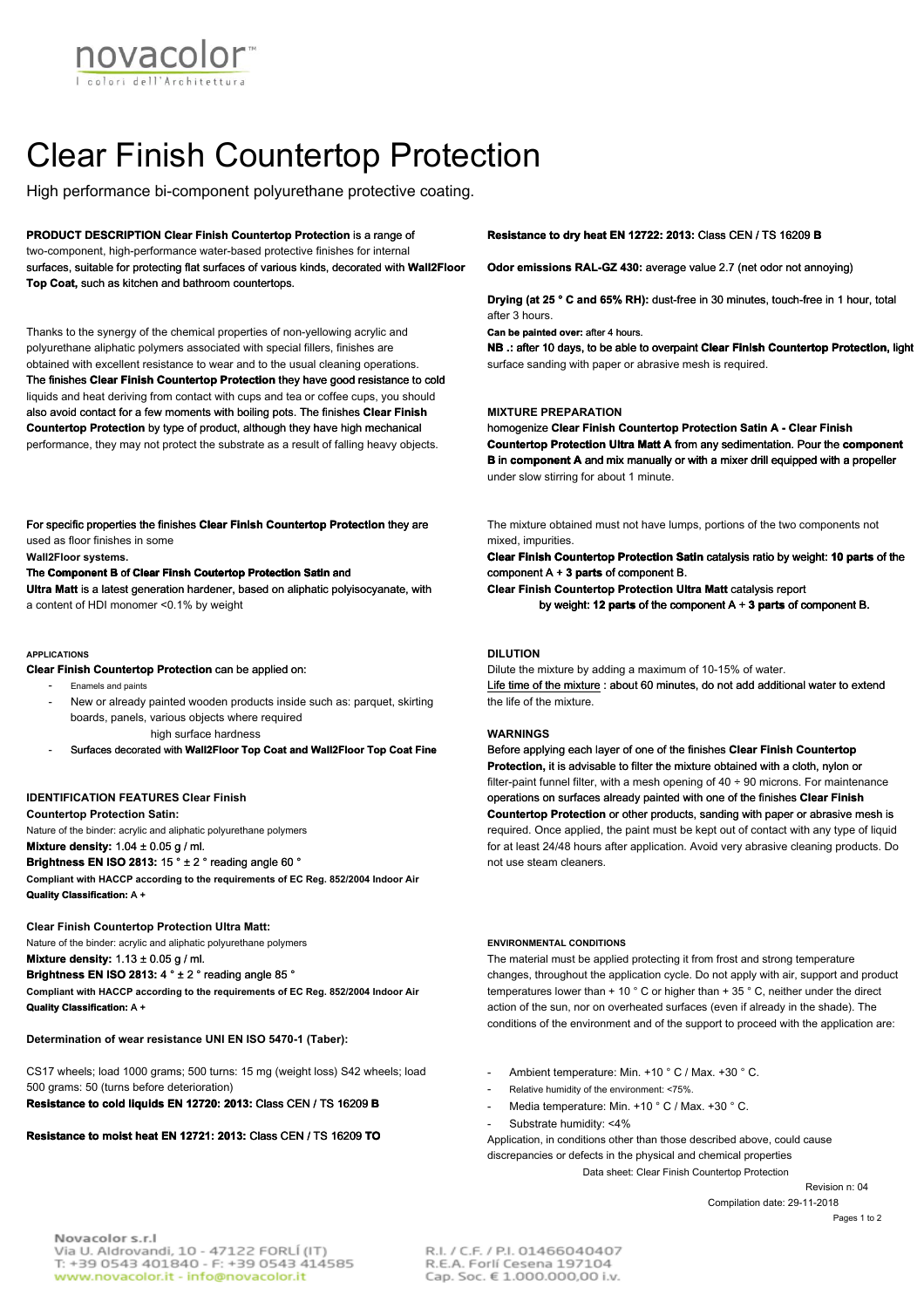# Clear Finish Countertop Protection

High performance bi-component polyurethane protective coating.

**PRODUCT DESCRIPTION Clear Finish Countertop Protection** is a range of two-component, high-performance water-based protective finishes for internal surfaces, suitable for protecting flat surfaces of various kinds, decorated with **Wall2Floor Top Coat,** such as kitchen and bathroom countertops.

Thanks to the synergy of the chemical properties of non-yellowing acrylic and polyurethane aliphatic polymers associated with special fillers, finishes are obtained with excellent resistance to wear and to the usual cleaning operations. The finishes **Clear Finish Countertop Protection** they have good resistance to cold liquids and heat deriving from contact with cups and tea or coffee cups, you should also avoid contact for a few moments with boiling pots. The finishes **Clear Finish Countertop Protection** by type of product, although they have high mechanical performance, they may not protect the substrate as a result of falling heavy objects.

For specific properties the finishes **Clear Finish Countertop Protection** they are used as floor finishes in some **Wall2Floor systems.**

**The Component B** of **Clear Finsh Coutertop Protection Satin** and **Ultra Matt** is a latest generation hardener, based on aliphatic polyisocyanate, with a content of HDI monomer <0.1% by weight

**APPLICATIONS**

**Clear Finish Countertop Protection** can be applied on:

- Enamels and paints
- New or already painted wooden products inside such as: parquet, skirting boards, panels, various objects where required high surface hardness
- Surfaces decorated with **Wall2Floor Top Coat and Wall2Floor Top Coat Fine**

**IDENTIFICATION FEATURES Clear Finish Countertop Protection Satin:**

Nature of the binder: acrylic and aliphatic polyurethane polymers

**Mixture density:** 1.04 ± 0.05 g / ml.

**Brightness EN ISO 2813:** 15 ° ± 2 ° reading angle 60 °

**Compliant with HACCP according to the requirements of EC Reg. 852/2004 Indoor Air Quality Classification:** A +

**Clear Finish Countertop Protection Ultra Matt:**

Nature of the binder: acrylic and aliphatic polyurethane polymers

**Mixture density:** 1.13 ± 0.05 g / ml.

**Brightness EN ISO 2813:** 4 ° ± 2 ° reading angle 85 °

**Compliant with HACCP according to the requirements of EC Reg. 852/2004 Indoor Air Quality Classification:** A +

**Determination of wear resistance UNI EN ISO 5470-1 (Taber):**

CS17 wheels; load 1000 grams; 500 turns: 15 mg (weight loss) S42 wheels; load 500 grams: 50 (turns before deterioration)

**Resistance to cold liquids EN 12720: 2013:** Class CEN / TS 16209 **B**

**Resistance to moist heat EN 12721: 2013:** Class CEN / TS 16209 **TO**

**Resistance to dry heat EN 12722: 2013:** Class CEN / TS 16209 **B**

**Odor emissions RAL-GZ 430:** average value 2.7 (net odor not annoying)

**Drying (at 25 ° C and 65% RH):** dust-free in 30 minutes, touch-free in 1 hour, total after 3 hours.

**Can be painted over:** after 4 hours.

**NB .:** after 10 days, to be able to overpaint **Clear Finish Countertop Protection,** light surface sanding with paper or abrasive mesh is required.

**MIXTURE PREPARATION**

homogenize **Clear Finish Countertop Protection Satin A - Clear Finish Countertop Protection Ultra Matt A** from any sedimentation. Pour the **component B** in **component A** and mix manually or with a mixer drill equipped with a propeller under slow stirring for about 1 minute.

The mixture obtained must not have lumps, portions of the two components not mixed, impurities.

**Clear Finish Countertop Protection Satin** catalysis ratio by weight: **10 parts** of the component A + **3 parts** of component B.

**Clear Finish Countertop Protection Ultra Matt** catalysis report by weight: **12 parts** of the component A + **3 parts** of component B.

**DILUTION**

Dilute the mixture by adding a maximum of 10-15% of water.

Life time of the mixture : about 60 minutes, do not add additional water to extend the life of the mixture.

**WARNINGS**

Before applying each layer of one of the finishes **Clear Finish Countertop Protection,** it is advisable to filter the mixture obtained with a cloth, nylon or filter-paint funnel filter, with a mesh opening of 40 ÷ 90 microns. For maintenance operations on surfaces already painted with one of the finishes **Clear Finish Countertop Protection** or other products, sanding with paper or abrasive mesh is required. Once applied, the paint must be kept out of contact with any type of liquid for at least 24/48 hours after application. Avoid very abrasive cleaning products. Do not use steam cleaners.

**ENVIRONMENTAL CONDITIONS**

The material must be applied protecting it from frost and strong temperature changes, throughout the application cycle. Do not apply with air, support and product temperatures lower than + 10 ° C or higher than + 35 ° C, neither under the direct action of the sun, nor on overheated surfaces (even if already in the shade). The conditions of the environment and of the support to proceed with the application are:

- Ambient temperature: Min. +10 ° C / Max. +30 ° C.
- Relative humidity of the environment: <75%.
- Media temperature: Min. +10 ° C / Max. +30 ° C.
- Substrate humidity: <4%

Application, in conditions other than those described above, could cause discrepancies or defects in the physical and chemical properties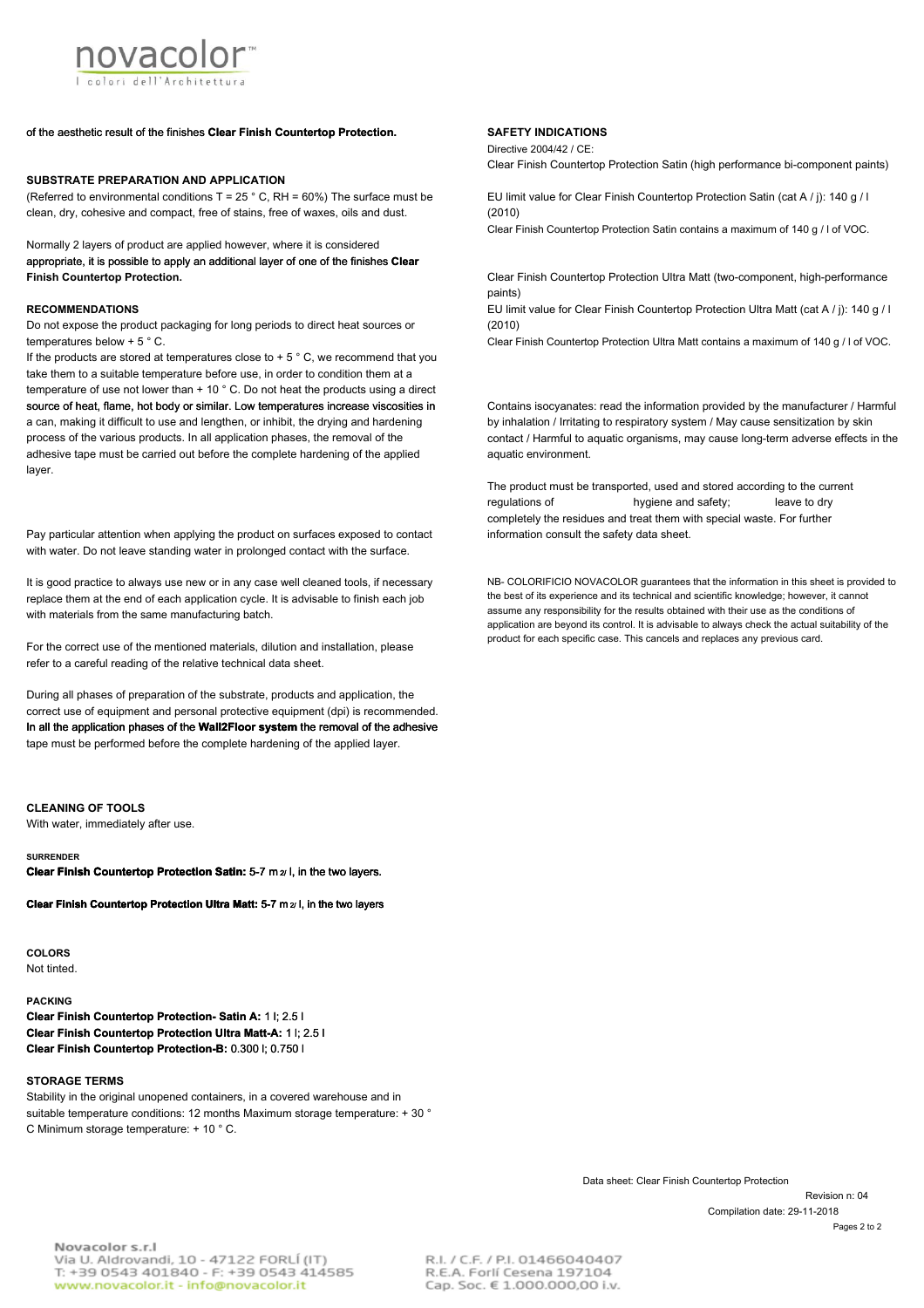of the aesthetic result of the finishes **Clear Finish Countertop Protection.**

## SUBSTRATE PREPARATION AND APPLICATION

(Referred to environmental conditions T = 25 ° C, RH = 60%) The surface must be clean, dry, cohesive and compact, free of stains, free of waxes, oils and dust.

Normally 2 layers of product are applied however, where it is considered appropriate, it is possible to apply an additional layer of one of the finishes **Clear Finish Countertop Protection.**

## RECOMMENDATIONS

Do not expose the product packaging for long periods to direct heat sources or temperatures below + 5 ° C.

If the products are stored at temperatures close to + 5 ° C, we recommend that you take them to a suitable temperature before use, in order to condition them at a temperature of use not lower than + 10 ° C. Do not heat the products using a direct source of heat, flame, hot body or similar. Low temperatures increase viscosities in a can, making it difficult to use and lengthen, or inhibit, the drying and hardening process of the various products. In all application phases, the removal of the adhesive tape must be carried out before the complete hardening of the applied layer.

Pay particular attention when applying the product on surfaces exposed to contact with water. Do not leave standing water in prolonged contact with the surface.

It is good practice to always use new or in any case well cleaned tools, if necessary replace them at the end of each application cycle. It is advisable to finish each job with materials from the same manufacturing batch.

For the correct use of the mentioned materials, dilution and installation, please refer to a careful reading of the relative technical data sheet.

During all phases of preparation of the substrate, products and application, the correct use of equipment and personal protective equipment (dpi) is recommended. In all the application phases of the **Wall2Floor system** the removal of the adhesive tape must be performed before the complete hardening of the applied layer.

## CLEANING OF TOOLS

With water, immediately after use.

## SURRENDER

**Clear Finish Countertop Protection Satin:** 5-7 m2/ l, in the two layers.

**Clear Finish Countertop Protection Ultra Matt:** 5-7 m2/ l, in the two layers

## COLORS

Not tinted.

## PACKING

**Clear Finish Countertop Protection- Satin A:** 1 l; 2.5 l
**Clear Finish Countertop Protection Ultra Matt-A:** 1 l; 2.5 l
**Clear Finish Countertop Protection-B:** 0.300 l; 0.750 l

## STORAGE TERMS

Stability in the original unopened containers, in a covered warehouse and in suitable temperature conditions: 12 months Maximum storage temperature: + 30 ° C Minimum storage temperature: + 10 ° C.

## SAFETY INDICATIONS

Directive 2004/42 / CE:

Clear Finish Countertop Protection Satin (high performance bi-component paints)

EU limit value for Clear Finish Countertop Protection Satin (cat A / j): 140 g / l (2010)

Clear Finish Countertop Protection Satin contains a maximum of 140 g / l of VOC.

Clear Finish Countertop Protection Ultra Matt (two-component, high-performance paints)

EU limit value for Clear Finish Countertop Protection Ultra Matt (cat A / j): 140 g / l (2010)

Clear Finish Countertop Protection Ultra Matt contains a maximum of 140 g / l of VOC.

Contains isocyanates: read the information provided by the manufacturer / Harmful by inhalation / Irritating to respiratory system / May cause sensitization by skin contact / Harmful to aquatic organisms, may cause long-term adverse effects in the aquatic environment.

The product must be transported, used and stored according to the current regulations of hygiene and safety; leave to dry completely the residues and treat them with special waste. For further information consult the safety data sheet.

NB- COLORIFICIO NOVACOLOR guarantees that the information in this sheet is provided to the best of its experience and its technical and scientific knowledge; however, it cannot assume any responsibility for the results obtained with their use as the conditions of application are beyond its control. It is advisable to always check the actual suitability of the product for each specific case. This cancels and replaces any previous card.

Data sheet: Clear Finish Countertop Protection
Revision n: 04
Compilation date: 29-11-2018